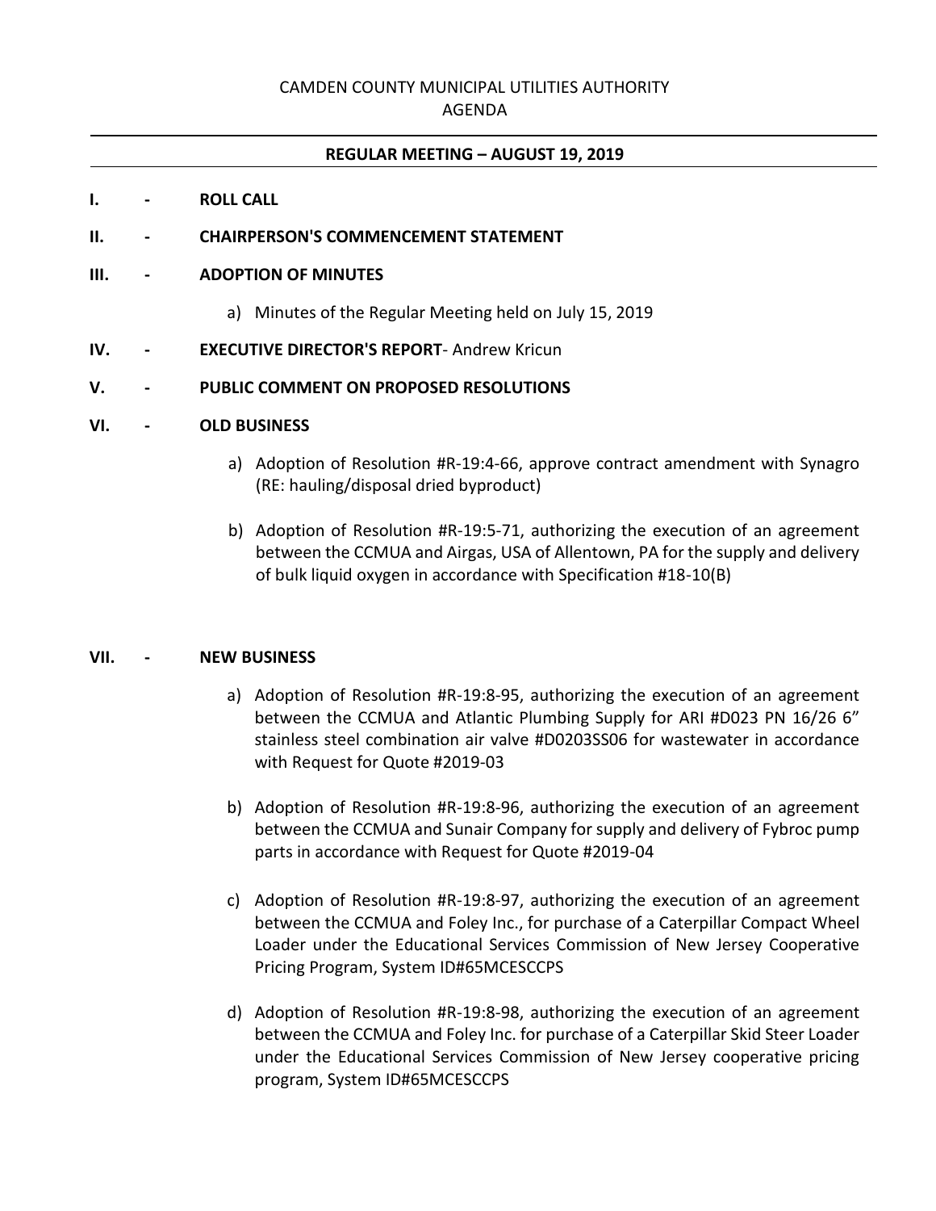CAMDEN COUNTY MUNICIPAL UTILITIES AUTHORITY
AGENDA

---

**REGULAR MEETING – AUGUST 19, 2019**

---

**I. - ROLL CALL**

**II. - CHAIRPERSON'S COMMENCEMENT STATEMENT**

**III. - ADOPTION OF MINUTES**

a) Minutes of the Regular Meeting held on July 15, 2019

**IV. - EXECUTIVE DIRECTOR'S REPORT**- Andrew Kricun

**V. - PUBLIC COMMENT ON PROPOSED RESOLUTIONS**

**VI. - OLD BUSINESS**

a) Adoption of Resolution #R-19:4-66, approve contract amendment with Synagro (RE: hauling/disposal dried byproduct)

b) Adoption of Resolution #R-19:5-71, authorizing the execution of an agreement between the CCMUA and Airgas, USA of Allentown, PA for the supply and delivery of bulk liquid oxygen in accordance with Specification #18-10(B)

**VII. - NEW BUSINESS**

a) Adoption of Resolution #R-19:8-95, authorizing the execution of an agreement between the CCMUA and Atlantic Plumbing Supply for ARI #D023 PN 16/26 6" stainless steel combination air valve #D0203SS06 for wastewater in accordance with Request for Quote #2019-03

b) Adoption of Resolution #R-19:8-96, authorizing the execution of an agreement between the CCMUA and Sunair Company for supply and delivery of Fybroc pump parts in accordance with Request for Quote #2019-04

c) Adoption of Resolution #R-19:8-97, authorizing the execution of an agreement between the CCMUA and Foley Inc., for purchase of a Caterpillar Compact Wheel Loader under the Educational Services Commission of New Jersey Cooperative Pricing Program, System ID#65MCESCCPS

d) Adoption of Resolution #R-19:8-98, authorizing the execution of an agreement between the CCMUA and Foley Inc. for purchase of a Caterpillar Skid Steer Loader under the Educational Services Commission of New Jersey cooperative pricing program, System ID#65MCESCCPS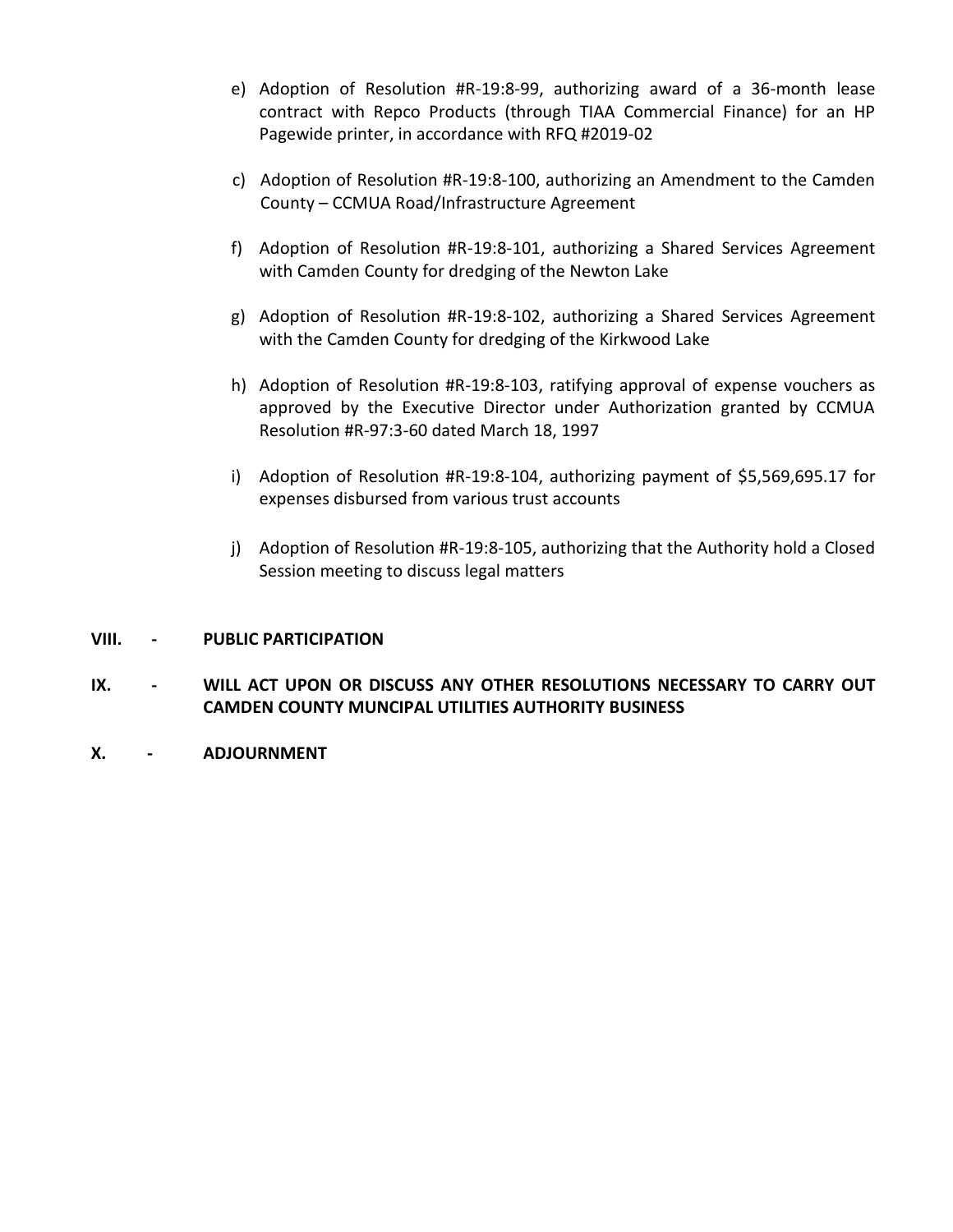e) Adoption of Resolution #R-19:8-99, authorizing award of a 36-month lease contract with Repco Products (through TIAA Commercial Finance) for an HP Pagewide printer, in accordance with RFQ #2019-02

c) Adoption of Resolution #R-19:8-100, authorizing an Amendment to the Camden County – CCMUA Road/Infrastructure Agreement

f) Adoption of Resolution #R-19:8-101, authorizing a Shared Services Agreement with Camden County for dredging of the Newton Lake

g) Adoption of Resolution #R-19:8-102, authorizing a Shared Services Agreement with the Camden County for dredging of the Kirkwood Lake

h) Adoption of Resolution #R-19:8-103, ratifying approval of expense vouchers as approved by the Executive Director under Authorization granted by CCMUA Resolution #R-97:3-60 dated March 18, 1997

i) Adoption of Resolution #R-19:8-104, authorizing payment of $5,569,695.17 for expenses disbursed from various trust accounts

j) Adoption of Resolution #R-19:8-105, authorizing that the Authority hold a Closed Session meeting to discuss legal matters

**VIII. - PUBLIC PARTICIPATION**

**IX. - WILL ACT UPON OR DISCUSS ANY OTHER RESOLUTIONS NECESSARY TO CARRY OUT CAMDEN COUNTY MUNCIPAL UTILITIES AUTHORITY BUSINESS**

**X. - ADJOURNMENT**